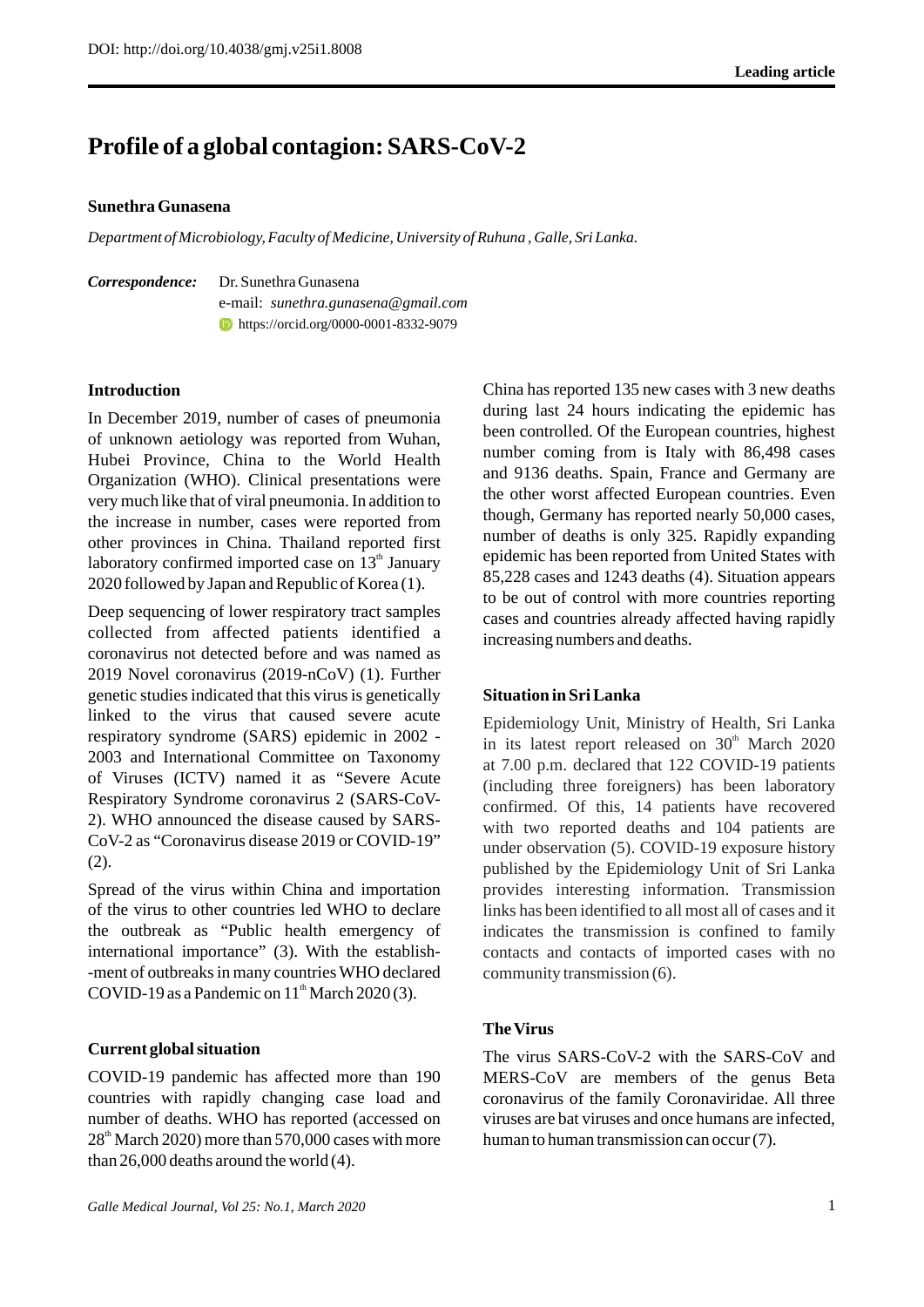DOI: http://doi.org/10.4038/gmj.v25i1.8008

**Leading article**

# Profile of a global contagion: SARS-CoV-2

**Sunethra Gunasena**

*Department of Microbiology, Faculty of Medicine, University of Ruhuna , Galle, Sri Lanka.*

***Correspondence:*** Dr. Sunethra Gunasena
e-mail: *sunethra.gunasena@gmail.com*
https://orcid.org/0000-0001-8332-9079

## Introduction

In December 2019, number of cases of pneumonia of unknown aetiology was reported from Wuhan, Hubei Province, China to the World Health Organization (WHO). Clinical presentations were very much like that of viral pneumonia. In addition to the increase in number, cases were reported from other provinces in China. Thailand reported first laboratory confirmed imported case on 13th January 2020 followed by Japan and Republic of Korea (1).

Deep sequencing of lower respiratory tract samples collected from affected patients identified a coronavirus not detected before and was named as 2019 Novel coronavirus (2019-nCoV) (1). Further genetic studies indicated that this virus is genetically linked to the virus that caused severe acute respiratory syndrome (SARS) epidemic in 2002 - 2003 and International Committee on Taxonomy of Viruses (ICTV) named it as "Severe Acute Respiratory Syndrome coronavirus 2 (SARS-CoV-2). WHO announced the disease caused by SARS-CoV-2 as "Coronavirus disease 2019 or COVID-19" (2).

Spread of the virus within China and importation of the virus to other countries led WHO to declare the outbreak as "Public health emergency of international importance" (3). With the establishment of outbreaks in many countries WHO declared COVID-19 as a Pandemic on 11th March 2020 (3).

## Current global situation

COVID-19 pandemic has affected more than 190 countries with rapidly changing case load and number of deaths. WHO has reported (accessed on 28th March 2020) more than 570,000 cases with more than 26,000 deaths around the world (4).

China has reported 135 new cases with 3 new deaths during last 24 hours indicating the epidemic has been controlled. Of the European countries, highest number coming from is Italy with 86,498 cases and 9136 deaths. Spain, France and Germany are the other worst affected European countries. Even though, Germany has reported nearly 50,000 cases, number of deaths is only 325. Rapidly expanding epidemic has been reported from United States with 85,228 cases and 1243 deaths (4). Situation appears to be out of control with more countries reporting cases and countries already affected having rapidly increasing numbers and deaths.

## Situation in Sri Lanka

Epidemiology Unit, Ministry of Health, Sri Lanka in its latest report released on 30th March 2020 at 7.00 p.m. declared that 122 COVID-19 patients (including three foreigners) has been laboratory confirmed. Of this, 14 patients have recovered with two reported deaths and 104 patients are under observation (5). COVID-19 exposure history published by the Epidemiology Unit of Sri Lanka provides interesting information. Transmission links has been identified to all most all of cases and it indicates the transmission is confined to family contacts and contacts of imported cases with no community transmission (6).

## The Virus

The virus SARS-CoV-2 with the SARS-CoV and MERS-CoV are members of the genus Beta coronavirus of the family Coronaviridae. All three viruses are bat viruses and once humans are infected, human to human transmission can occur (7).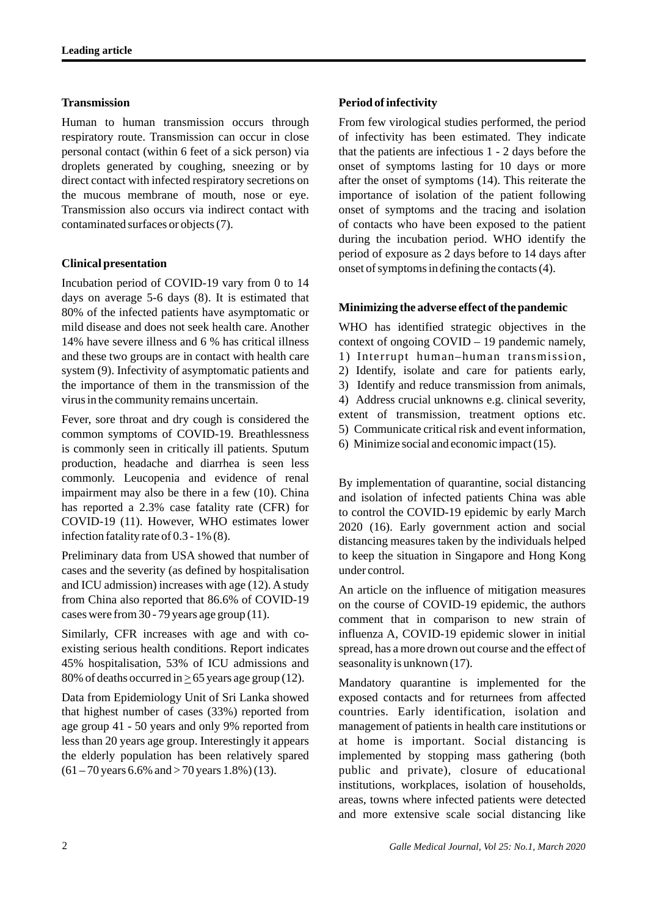## Transmission

Human to human transmission occurs through respiratory route. Transmission can occur in close personal contact (within 6 feet of a sick person) via droplets generated by coughing, sneezing or by direct contact with infected respiratory secretions on the mucous membrane of mouth, nose or eye. Transmission also occurs via indirect contact with contaminated surfaces or objects (7).

## Clinical presentation

Incubation period of COVID-19 vary from 0 to 14 days on average 5-6 days (8). It is estimated that 80% of the infected patients have asymptomatic or mild disease and does not seek health care. Another 14% have severe illness and 6 % has critical illness and these two groups are in contact with health care system (9). Infectivity of asymptomatic patients and the importance of them in the transmission of the virus in the community remains uncertain.

Fever, sore throat and dry cough is considered the common symptoms of COVID-19. Breathlessness is commonly seen in critically ill patients. Sputum production, headache and diarrhea is seen less commonly. Leucopenia and evidence of renal impairment may also be there in a few (10). China has reported a 2.3% case fatality rate (CFR) for COVID-19 (11). However, WHO estimates lower infection fatality rate of 0.3 - 1% (8).

Preliminary data from USA showed that number of cases and the severity (as defined by hospitalisation and ICU admission) increases with age (12). A study from China also reported that 86.6% of COVID-19 cases were from 30 - 79 years age group (11).

Similarly, CFR increases with age and with co-existing serious health conditions. Report indicates 45% hospitalisation, 53% of ICU admissions and 80% of deaths occurred in $\geq$ 65 years age group (12).

Data from Epidemiology Unit of Sri Lanka showed that highest number of cases (33%) reported from age group 41 - 50 years and only 9% reported from less than 20 years age group. Interestingly it appears the elderly population has been relatively spared (61 – 70 years 6.6% and > 70 years 1.8%) (13).

## Period of infectivity

From few virological studies performed, the period of infectivity has been estimated. They indicate that the patients are infectious 1 - 2 days before the onset of symptoms lasting for 10 days or more after the onset of symptoms (14). This reiterate the importance of isolation of the patient following onset of symptoms and the tracing and isolation of contacts who have been exposed to the patient during the incubation period. WHO identify the period of exposure as 2 days before to 14 days after onset of symptoms in defining the contacts (4).

## Minimizing the adverse effect of the pandemic

WHO has identified strategic objectives in the context of ongoing COVID – 19 pandemic namely,
1) Interrupt human–human transmission,
2) Identify, isolate and care for patients early,
3) Identify and reduce transmission from animals,
4) Address crucial unknowns e.g. clinical severity, extent of transmission, treatment options etc.
5) Communicate critical risk and event information,
6) Minimize social and economic impact (15).

By implementation of quarantine, social distancing and isolation of infected patients China was able to control the COVID-19 epidemic by early March 2020 (16). Early government action and social distancing measures taken by the individuals helped to keep the situation in Singapore and Hong Kong under control.

An article on the influence of mitigation measures on the course of COVID-19 epidemic, the authors comment that in comparison to new strain of influenza A, COVID-19 epidemic slower in initial spread, has a more drown out course and the effect of seasonality is unknown (17).

Mandatory quarantine is implemented for the exposed contacts and for returnees from affected countries. Early identification, isolation and management of patients in health care institutions or at home is important. Social distancing is implemented by stopping mass gathering (both public and private), closure of educational institutions, workplaces, isolation of households, areas, towns where infected patients were detected and more extensive scale social distancing like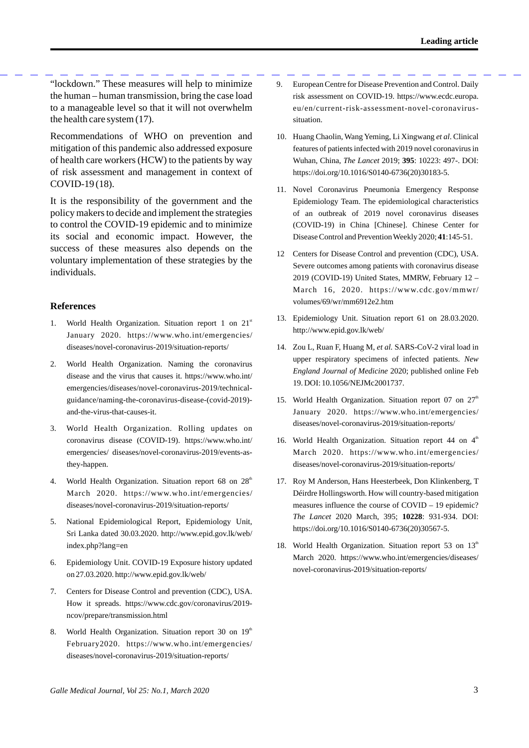"lockdown." These measures will help to minimize the human – human transmission, bring the case load to a manageable level so that it will not overwhelm the health care system (17).

Recommendations of WHO on prevention and mitigation of this pandemic also addressed exposure of health care workers (HCW) to the patients by way of risk assessment and management in context of COVID-19 (18).

It is the responsibility of the government and the policy makers to decide and implement the strategies to control the COVID-19 epidemic and to minimize its social and economic impact. However, the success of these measures also depends on the voluntary implementation of these strategies by the individuals.

## References

1. World Health Organization. Situation report 1 on 21st January 2020. https://www.who.int/emergencies/diseases/novel-coronavirus-2019/situation-reports/
2. World Health Organization. Naming the coronavirus disease and the virus that causes it. https://www.who.int/emergencies/diseases/novel-coronavirus-2019/technical-guidance/naming-the-coronavirus-disease-(covid-2019)-and-the-virus-that-causes-it.
3. World Health Organization. Rolling updates on coronavirus disease (COVID-19). https://www.who.int/emergencies/ diseases/novel-coronavirus-2019/events-as-they-happen.
4. World Health Organization. Situation report 68 on 28th March 2020. https://www.who.int/emergencies/diseases/novel-coronavirus-2019/situation-reports/
5. National Epidemiological Report, Epidemiology Unit, Sri Lanka dated 30.03.2020. http://www.epid.gov.lk/web/index.php?lang=en
6. Epidemiology Unit. COVID-19 Exposure history updated on 27.03.2020. http://www.epid.gov.lk/web/
7. Centers for Disease Control and prevention (CDC), USA. How it spreads. https://www.cdc.gov/coronavirus/2019-ncov/prepare/transmission.html
8. World Health Organization. Situation report 30 on 19th February2020. https://www.who.int/emergencies/diseases/novel-coronavirus-2019/situation-reports/
9. European Centre for Disease Prevention and Control. Daily risk assessment on COVID-19. https://www.ecdc.europa.eu/en/current-risk-assessment-novel-coronavirus-situation.
10. Huang Chaolin, Wang Yeming, Li Xingwang *et al*. Clinical features of patients infected with 2019 novel coronavirus in Wuhan, China, *The Lancet* 2019; **395**: 10223: 497-. DOI: https://doi.org/10.1016/S0140-6736(20)30183-5.
11. Novel Coronavirus Pneumonia Emergency Response Epidemiology Team. The epidemiological characteristics of an outbreak of 2019 novel coronavirus diseases (COVID-19) in China [Chinese]. Chinese Center for Disease Control and Prevention Weekly 2020; **41**:145-51.
12. Centers for Disease Control and prevention (CDC), USA. Severe outcomes among patients with coronavirus disease 2019 (COVID-19) United States, MMRW, February 12 – March 16, 2020. https://www.cdc.gov/mmwr/volumes/69/wr/mm6912e2.htm
13. Epidemiology Unit. Situation report 61 on 28.03.2020. http://www.epid.gov.lk/web/
14. Zou L, Ruan F, Huang M, *et al.* SARS-CoV-2 viral load in upper respiratory specimens of infected patients. *New England Journal of Medicine* 2020; published online Feb 19. DOI: 10.1056/NEJMc2001737.
15. World Health Organization. Situation report 07 on 27th January 2020. https://www.who.int/emergencies/diseases/novel-coronavirus-2019/situation-reports/
16. World Health Organization. Situation report 44 on 4th March 2020. https://www.who.int/emergencies/diseases/novel-coronavirus-2019/situation-reports/
17. Roy M Anderson, Hans Heesterbeek, Don Klinkenberg, T Déirdre Hollingsworth. How will country-based mitigation measures influence the course of COVID – 19 epidemic? *The Lancet* 2020 March, 395; **10228**: 931-934. DOI: https://doi.org/10.1016/S0140-6736(20)30567-5.
18. World Health Organization. Situation report 53 on 13th March 2020. https://www.who.int/emergencies/diseases/novel-coronavirus-2019/situation-reports/